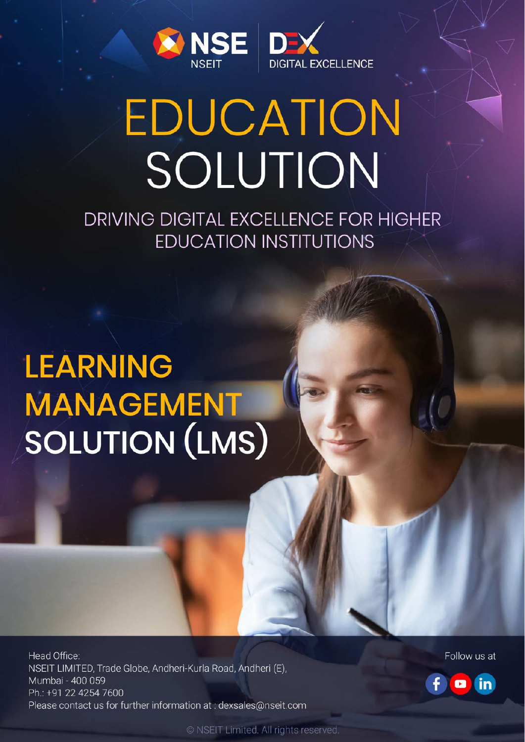NSE NSEIT | DEX DIGITAL EXCELLENCE

# EDUCATION SOLUTION

## DRIVING DIGITAL EXCELLENCE FOR HIGHER EDUCATION INSTITUTIONS

# LEARNING MANAGEMENT SOLUTION (LMS)

Head Office:
NSEIT LIMITED, Trade Globe, Andheri-Kurla Road, Andheri (E), Mumbai - 400 059
Ph.: +91 22 4254 7600
Please contact us for further information at : dexsales@nseit.com

Follow us at

© NSEIT Limited. All rights reserved.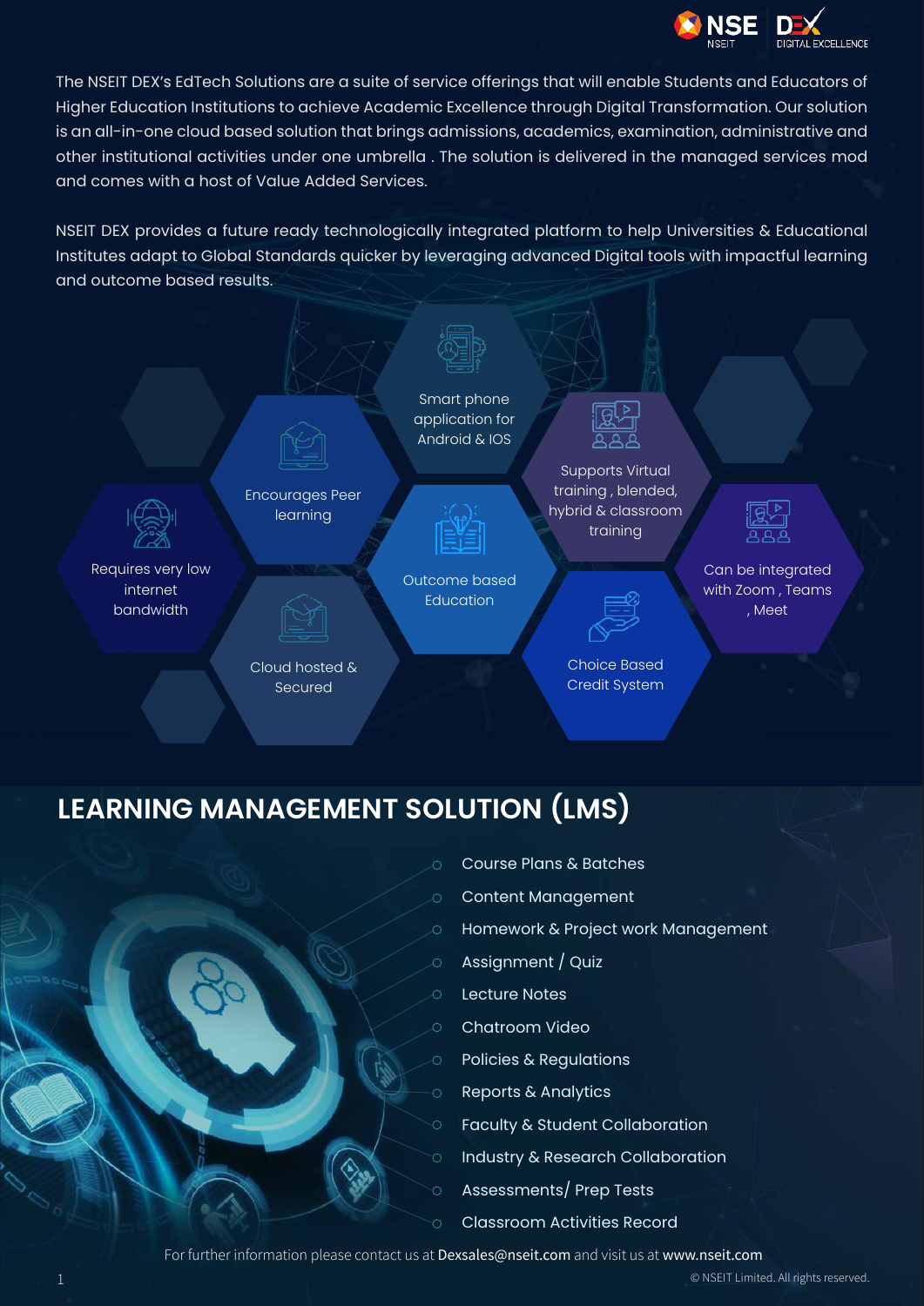The NSEIT DEX's EdTech Solutions are a suite of service offerings that will enable Students and Educators of Higher Education Institutions to achieve Academic Excellence through Digital Transformation. Our solution is an all-in-one cloud based solution that brings admissions, academics, examination, administrative and other institutional activities under one umbrella . The solution is delivered in the managed services mod and comes with a host of Value Added Services.

NSEIT DEX provides a future ready technologically integrated platform to help Universities & Educational Institutes adapt to Global Standards quicker by leveraging advanced Digital tools with impactful learning and outcome based results.

- Requires very low internet bandwidth
- Encourages Peer learning
- Cloud hosted & Secured
- Smart phone application for Android & IOS
- Outcome based Education
- Supports Virtual training , blended, hybrid & classroom training
- Choice Based Credit System
- Can be integrated with Zoom , Teams , Meet

## LEARNING MANAGEMENT SOLUTION (LMS)

- Course Plans & Batches
- Content Management
- Homework & Project work Management
- Assignment / Quiz
- Lecture Notes
- Chatroom Video
- Policies & Regulations
- Reports & Analytics
- Faculty & Student Collaboration
- Industry & Research Collaboration
- Assessments/ Prep Tests
- Classroom Activities Record

For further information please contact us at **Dexsales@nseit.com** and visit us at **www.nseit.com**

© NSEIT Limited. All rights reserved.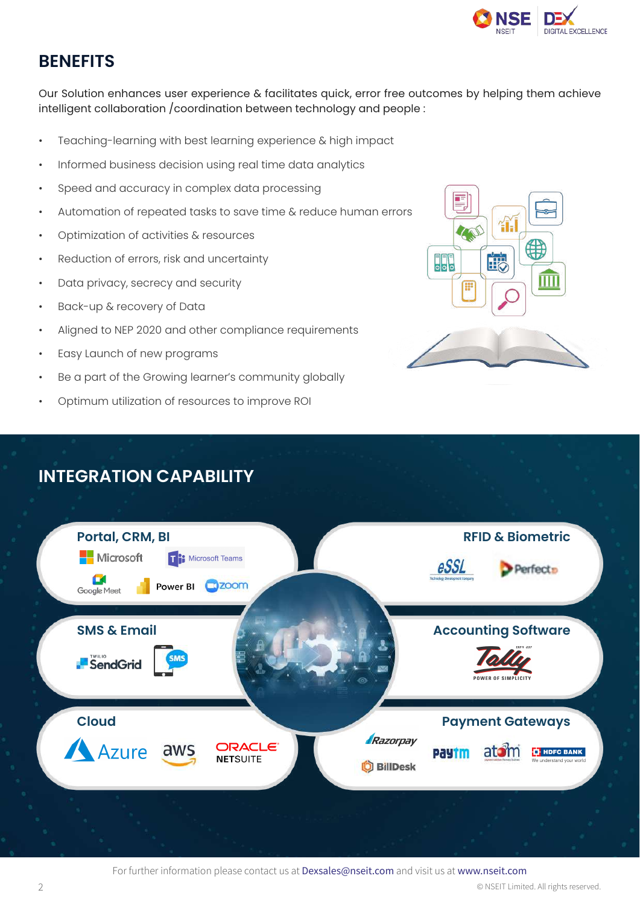## BENEFITS

Our Solution enhances user experience & facilitates quick, error free outcomes by helping them achieve intelligent collaboration /coordination between technology and people :

- Teaching-learning with best learning experience & high impact
- Informed business decision using real time data analytics
- Speed and accuracy in complex data processing
- Automation of repeated tasks to save time & reduce human errors
- Optimization of activities & resources
- Reduction of errors, risk and uncertainty
- Data privacy, secrecy and security
- Back-up & recovery of Data
- Aligned to NEP 2020 and other compliance requirements
- Easy Launch of new programs
- Be a part of the Growing learner's community globally
- Optimum utilization of resources to improve ROI

## INTEGRATION CAPABILITY

**Portal, CRM, BI**
Microsoft, Microsoft Teams, Google Meet, Power BI, zoom

**RFID & Biometric**
eSSL, Perfecto

**SMS & Email**
SendGrid, SMS

**Accounting Software**
Tally

**Cloud**
Azure, aws, ORACLE NETSUITE

**Payment Gateways**
Razorpay, BillDesk, Paytm, atom, HDFC BANK

For further information please contact us at Dexsales@nseit.com and visit us at www.nseit.com

© NSEIT Limited. All rights reserved.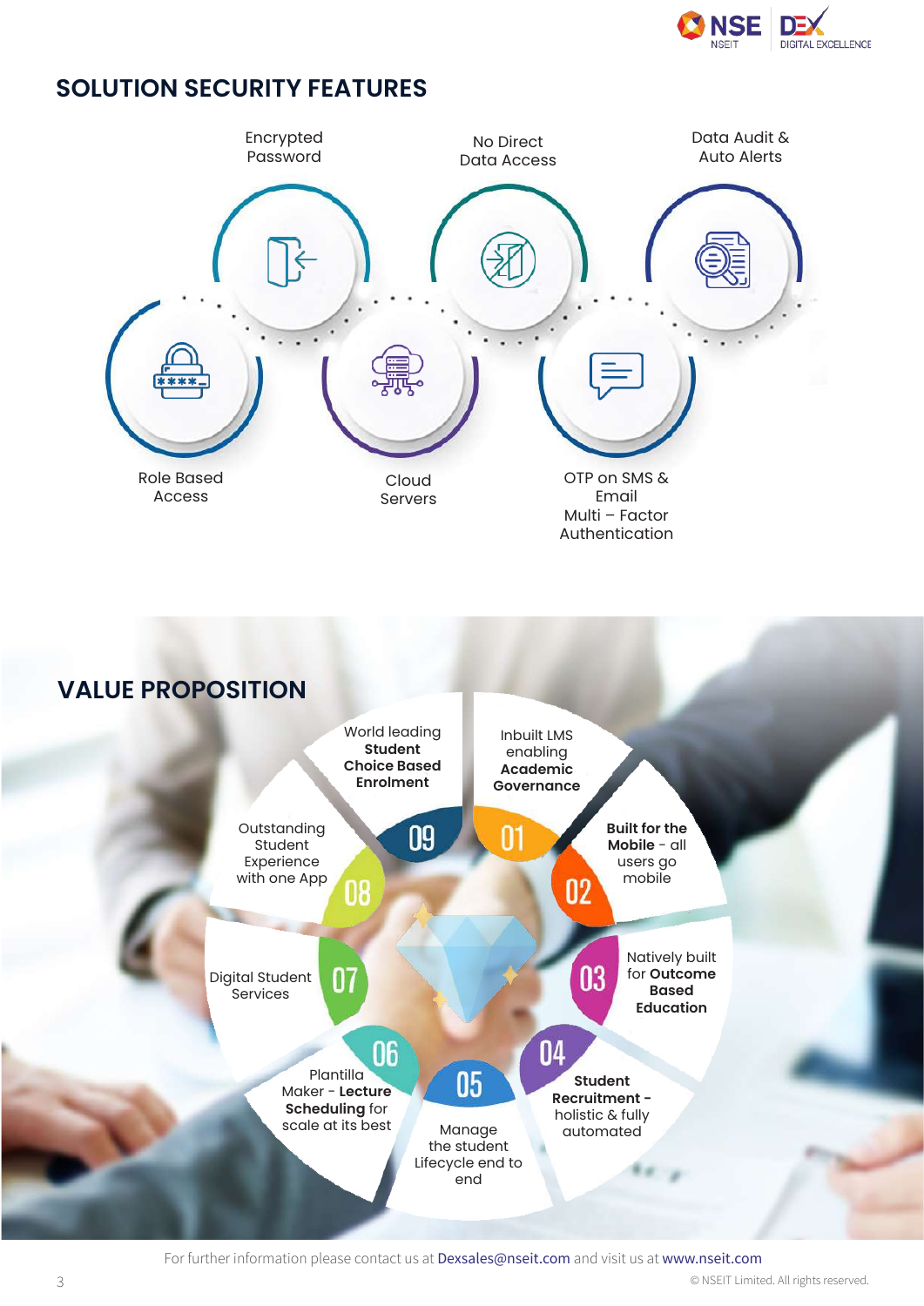## SOLUTION SECURITY FEATURES

- Encrypted Password
- No Direct Data Access
- Data Audit & Auto Alerts
- Role Based Access
- Cloud Servers
- OTP on SMS & Email Multi – Factor Authentication

## VALUE PROPOSITION

01. Inbuilt LMS enabling **Academic Governance**

02. **Built for the Mobile** - all users go mobile

03. Natively built for **Outcome Based Education**

04. **Student Recruitment** - holistic & fully automated

05. Manage the student Lifecycle end to end

06. Plantilla Maker - **Lecture Scheduling** for scale at its best

07. Digital Student Services

08. Outstanding Student Experience with one App

09. World leading **Student Choice Based Enrolment**

For further information please contact us at Dexsales@nseit.com and visit us at www.nseit.com

© NSEIT Limited. All rights reserved.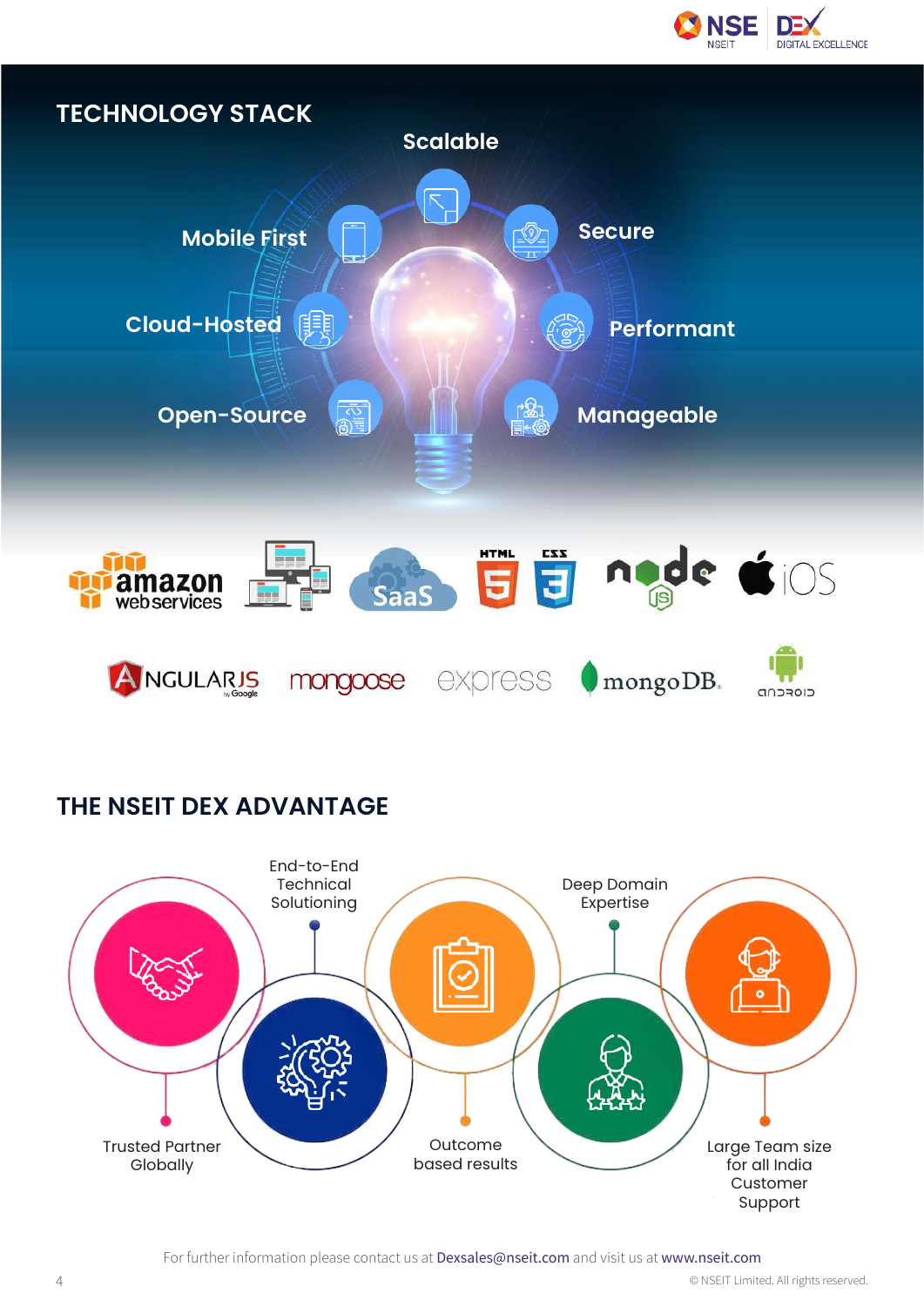## TECHNOLOGY STACK

- Scalable
- Secure
- Performant
- Manageable
- Open-Source
- Cloud-Hosted
- Mobile First

## THE NSEIT DEX ADVANTAGE

- Trusted Partner Globally
- End-to-End Technical Solutioning
- Outcome based results
- Deep Domain Expertise
- Large Team size for all India Customer Support

For further information please contact us at Dexsales@nseit.com and visit us at www.nseit.com

© NSEIT Limited. All rights reserved.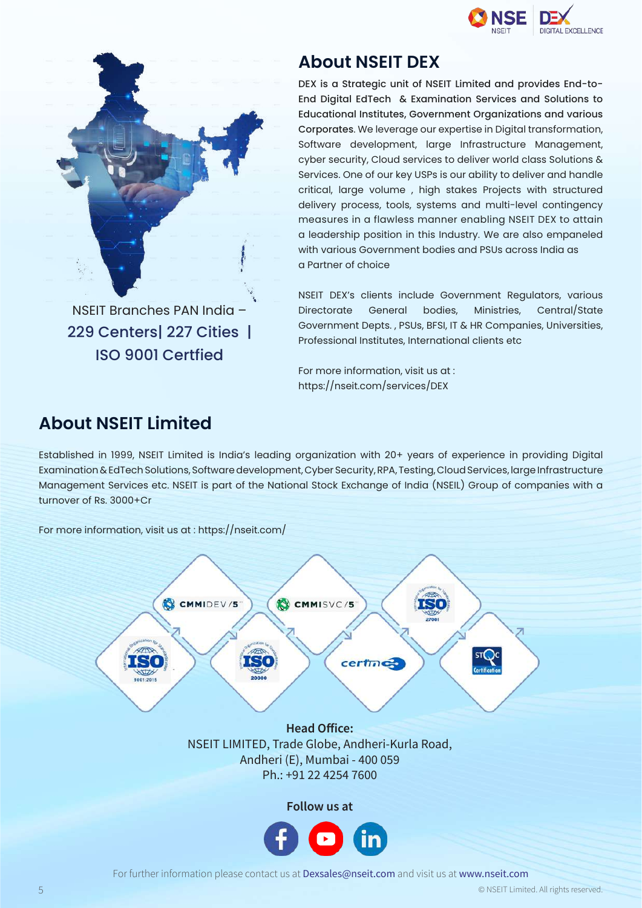NSEIT Branches PAN India –
229 Centers| 227 Cities |
ISO 9001 Certfied

## About NSEIT DEX

DEX is a Strategic unit of NSEIT Limited and provides End-to-End Digital EdTech & Examination Services and Solutions to Educational Institutes, Government Organizations and various Corporates. We leverage our expertise in Digital transformation, Software development, large Infrastructure Management, cyber security, Cloud services to deliver world class Solutions & Services. One of our key USPs is our ability to deliver and handle critical, large volume , high stakes Projects with structured delivery process, tools, systems and multi-level contingency measures in a flawless manner enabling NSEIT DEX to attain a leadership position in this Industry. We are also empaneled with various Government bodies and PSUs across India as a Partner of choice

NSEIT DEX's clients include Government Regulators, various Directorate General bodies, Ministries, Central/State Government Depts. , PSUs, BFSI, IT & HR Companies, Universities, Professional Institutes, International clients etc

For more information, visit us at :
https://nseit.com/services/DEX

## About NSEIT Limited

Established in 1999, NSEIT Limited is India's leading organization with 20+ years of experience in providing Digital Examination & EdTech Solutions, Software development, Cyber Security, RPA, Testing, Cloud Services, large Infrastructure Management Services etc. NSEIT is part of the National Stock Exchange of India (NSEIL) Group of companies with a turnover of Rs. 3000+Cr

For more information, visit us at : https://nseit.com/

CMMIDEV/5 CMMISVC/5 ISO 27001 ISO 9001:2015 ISO 20000 certin STQC Certification

**Head Office:**
NSEIT LIMITED, Trade Globe, Andheri-Kurla Road,
Andheri (E), Mumbai - 400 059
Ph.: +91 22 4254 7600

**Follow us at**

For further information please contact us at Dexsales@nseit.com and visit us at www.nseit.com

© NSEIT Limited. All rights reserved.